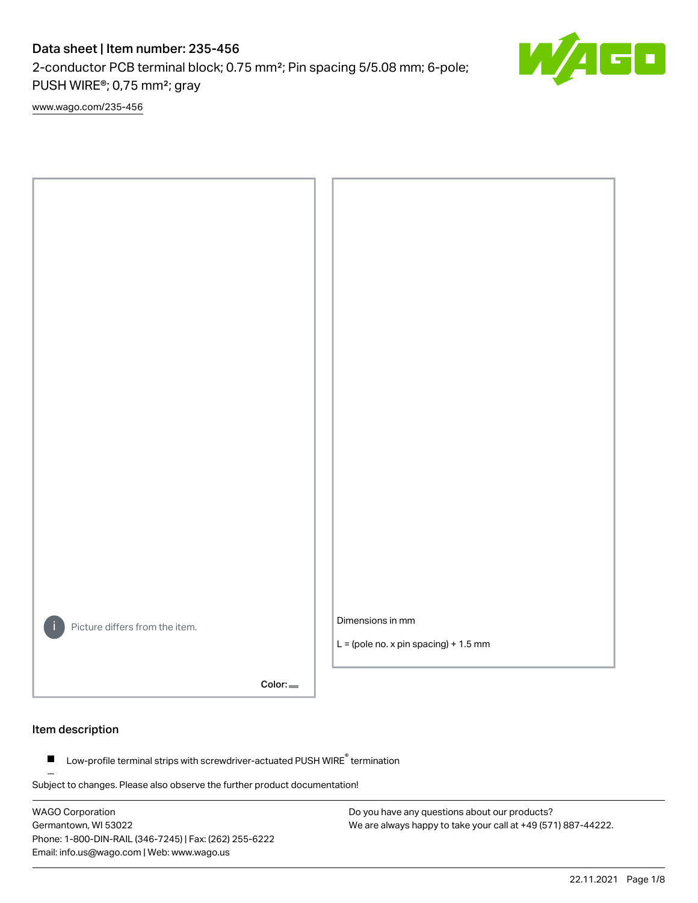# Data sheet | Item number: 235-456

2-conductor PCB terminal block; 0.75 mm²; Pin spacing 5/5.08 mm; 6-pole; PUSH WIRE®; 0,75 mm²; gray

www.wago.com/235-456

Picture differs from the item.

Color:

Dimensions in mm

L = (pole no. x pin spacing) + 1.5 mm

## Item description

- Low-profile terminal strips with screwdriver-actuated PUSH WIRE® termination

Subject to changes. Please also observe the further product documentation!

WAGO Corporation
Germantown, WI 53022
Phone: 1-800-DIN-RAIL (346-7245) | Fax: (262) 255-6222
Email: info.us@wago.com | Web: www.wago.us

Do you have any questions about our products?
We are always happy to take your call at +49 (571) 887-44222.

22.11.2021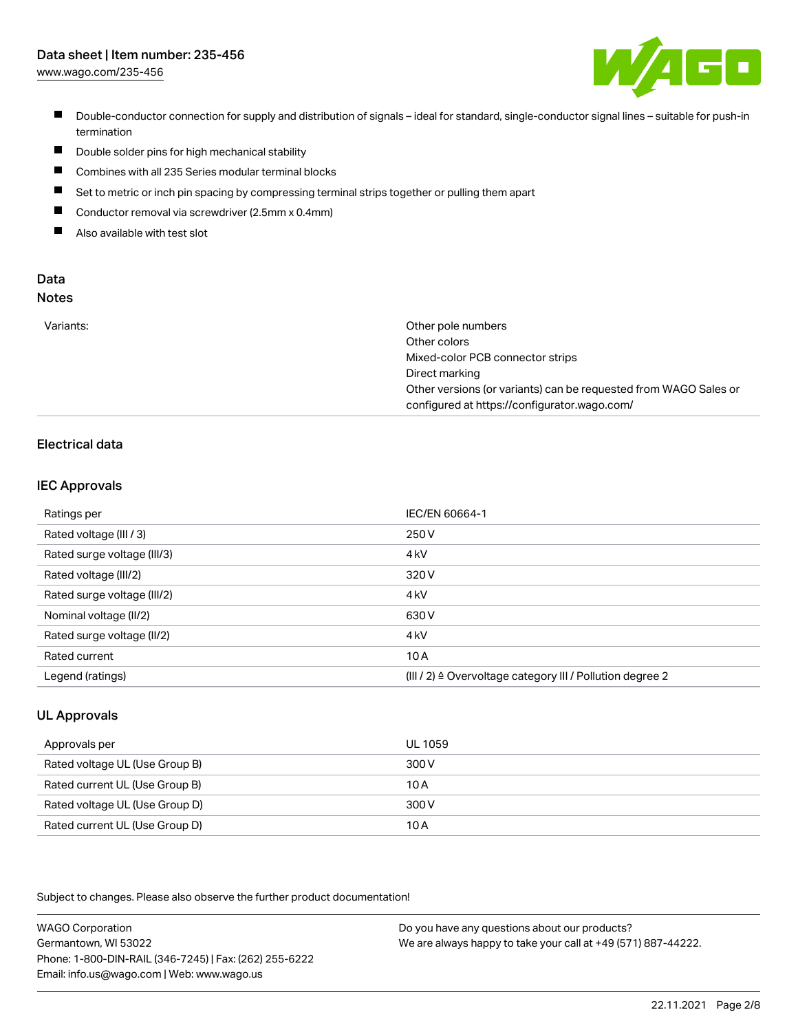- Double-conductor connection for supply and distribution of signals – ideal for standard, single-conductor signal lines – suitable for push-in termination
- Double solder pins for high mechanical stability
- Combines with all 235 Series modular terminal blocks
- Set to metric or inch pin spacing by compressing terminal strips together or pulling them apart
- Conductor removal via screwdriver (2.5mm x 0.4mm)
- Also available with test slot

## Data

### Notes

| | |
|---|---|
| Variants: | Other pole numbers<br>Other colors<br>Mixed-color PCB connector strips<br>Direct marking<br>Other versions (or variants) can be requested from WAGO Sales or configured at https://configurator.wago.com/ |

### Electrical data

#### IEC Approvals

| | |
|---|---|
| Ratings per | IEC/EN 60664-1 |
| Rated voltage (III / 3) | 250 V |
| Rated surge voltage (III/3) | 4 kV |
| Rated voltage (III/2) | 320 V |
| Rated surge voltage (III/2) | 4 kV |
| Nominal voltage (II/2) | 630 V |
| Rated surge voltage (II/2) | 4 kV |
| Rated current | 10 A |
| Legend (ratings) | (III / 2) ≙ Overvoltage category III / Pollution degree 2 |

#### UL Approvals

| | |
|---|---|
| Approvals per | UL 1059 |
| Rated voltage UL (Use Group B) | 300 V |
| Rated current UL (Use Group B) | 10 A |
| Rated voltage UL (Use Group D) | 300 V |
| Rated current UL (Use Group D) | 10 A |

Subject to changes. Please also observe the further product documentation!

WAGO Corporation
Germantown, WI 53022
Phone: 1-800-DIN-RAIL (346-7245) | Fax: (262) 255-6222
Email: info.us@wago.com | Web: www.wago.us

Do you have any questions about our products?
We are always happy to take your call at +49 (571) 887-44222.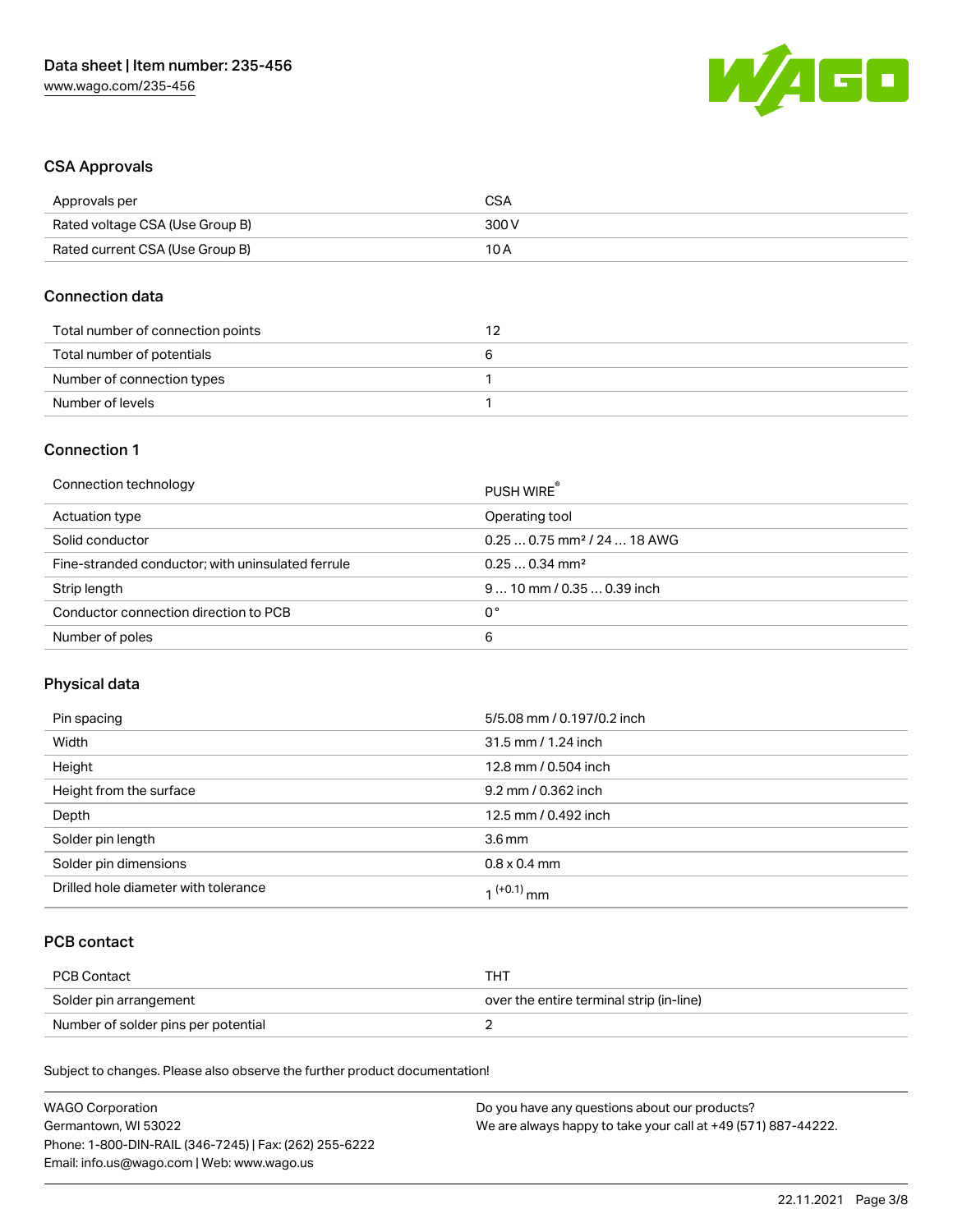## CSA Approvals

| Approvals per | CSA |
|---|---|
| Rated voltage CSA (Use Group B) | 300 V |
| Rated current CSA (Use Group B) | 10 A |

## Connection data

| Total number of connection points | 12 |
|---|---|
| Total number of potentials | 6 |
| Number of connection types | 1 |
| Number of levels | 1 |

## Connection 1

| Connection technology | PUSH WIRE® |
|---|---|
| Actuation type | Operating tool |
| Solid conductor | 0.25 … 0.75 mm² / 24 … 18 AWG |
| Fine-stranded conductor; with uninsulated ferrule | 0.25 … 0.34 mm² |
| Strip length | 9 … 10 mm / 0.35 … 0.39 inch |
| Conductor connection direction to PCB | 0 ° |
| Number of poles | 6 |

## Physical data

| Pin spacing | 5/5.08 mm / 0.197/0.2 inch |
|---|---|
| Width | 31.5 mm / 1.24 inch |
| Height | 12.8 mm / 0.504 inch |
| Height from the surface | 9.2 mm / 0.362 inch |
| Depth | 12.5 mm / 0.492 inch |
| Solder pin length | 3.6 mm |
| Solder pin dimensions | 0.8 x 0.4 mm |
| Drilled hole diameter with tolerance | $1^{(+0.1)}$ mm |

## PCB contact

| PCB Contact | THT |
|---|---|
| Solder pin arrangement | over the entire terminal strip (in-line) |
| Number of solder pins per potential | 2 |

Subject to changes. Please also observe the further product documentation!

WAGO Corporation
Germantown, WI 53022
Phone: 1-800-DIN-RAIL (346-7245) | Fax: (262) 255-6222
Email: info.us@wago.com | Web: www.wago.us

Do you have any questions about our products?
We are always happy to take your call at +49 (571) 887-44222.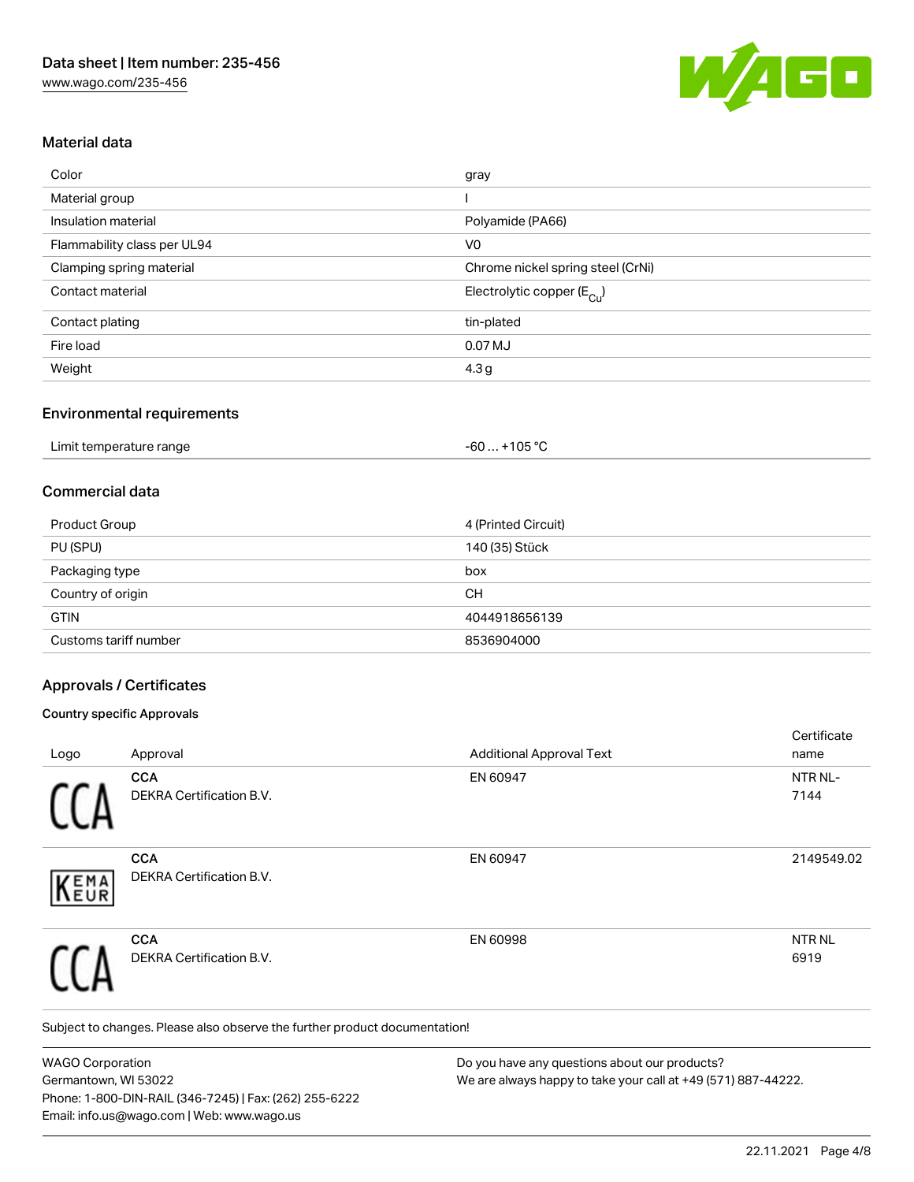## Material data

| | |
|---|---|
| Color | gray |
| Material group | I |
| Insulation material | Polyamide (PA66) |
| Flammability class per UL94 | V0 |
| Clamping spring material | Chrome nickel spring steel (CrNi) |
| Contact material | Electrolytic copper ($E_{Cu}$) |
| Contact plating | tin-plated |
| Fire load | 0.07 MJ |
| Weight | 4.3 g |

## Environmental requirements

| | |
|---|---|
| Limit temperature range | -60 … +105 °C |

## Commercial data

| | |
|---|---|
| Product Group | 4 (Printed Circuit) |
| PU (SPU) | 140 (35) Stück |
| Packaging type | box |
| Country of origin | CH |
| GTIN | 4044918656139 |
| Customs tariff number | 8536904000 |

## Approvals / Certificates

### Country specific Approvals

| Logo | Approval | Additional Approval Text | Certificate name |
|---|---|---|---|
| | **CCA** DEKRA Certification B.V. | EN 60947 | NTR NL-7144 |
| | **CCA** DEKRA Certification B.V. | EN 60947 | 2149549.02 |
| | **CCA** DEKRA Certification B.V. | EN 60998 | NTR NL 6919 |

Subject to changes. Please also observe the further product documentation!

WAGO Corporation
Germantown, WI 53022
Phone: 1-800-DIN-RAIL (346-7245) | Fax: (262) 255-6222
Email: info.us@wago.com | Web: www.wago.us

Do you have any questions about our products?
We are always happy to take your call at +49 (571) 887-44222.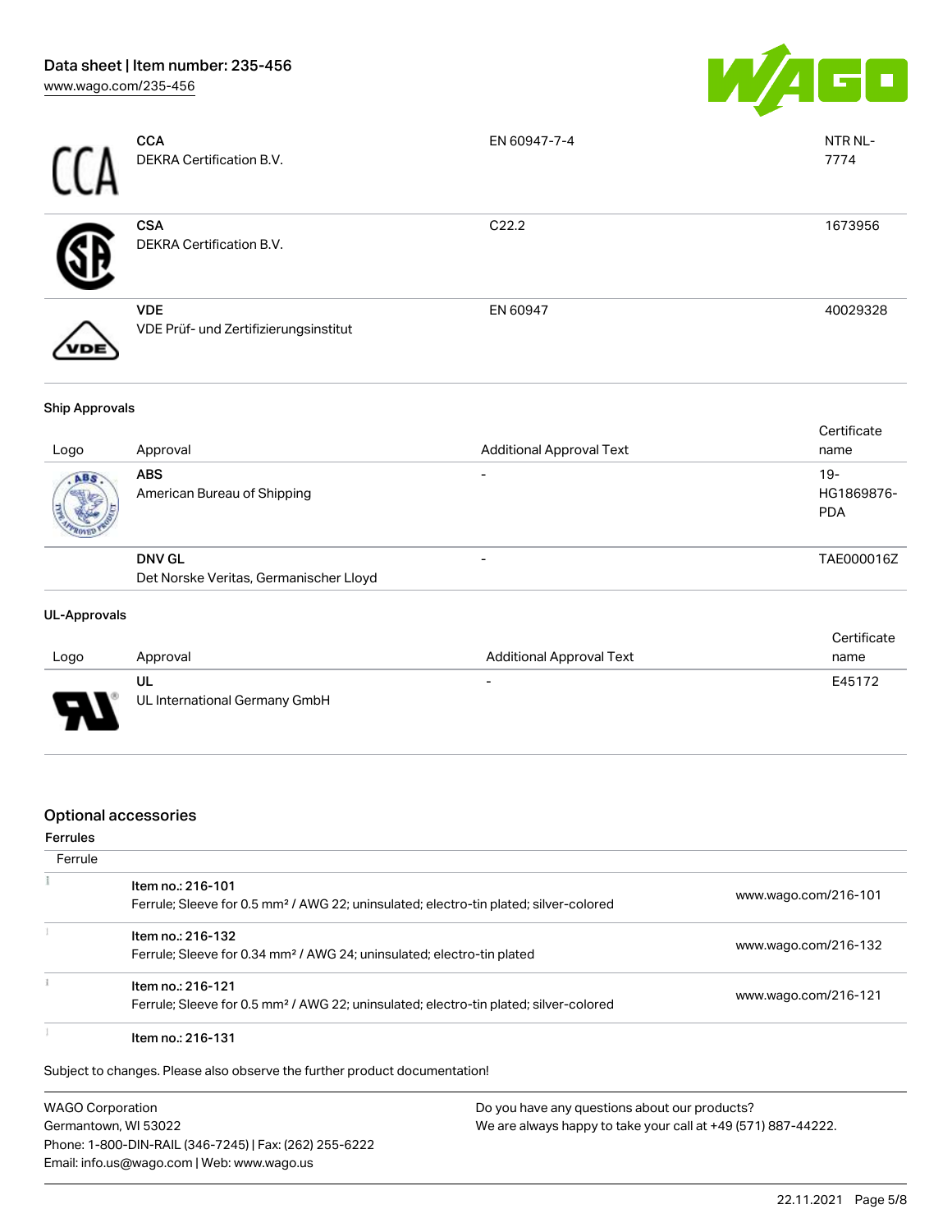| Logo | Approval | Additional Approval Text | Certificate name |
|---|---|---|---|
| | **CCA**<br>DEKRA Certification B.V. | EN 60947-7-4 | NTR NL-7774 |
| | **CSA**<br>DEKRA Certification B.V. | C22.2 | 1673956 |
| | **VDE**<br>VDE Prüf- und Zertifizierungsinstitut | EN 60947 | 40029328 |

### Ship Approvals

| Logo | Approval | Additional Approval Text | Certificate name |
|---|---|---|---|
| | **ABS**<br>American Bureau of Shipping | - | 19-HG1869876-PDA |
| | **DNV GL**<br>Det Norske Veritas, Germanischer Lloyd | - | TAE000016Z |

### UL-Approvals

| Logo | Approval | Additional Approval Text | Certificate name |
|---|---|---|---|
| | **UL**<br>UL International Germany GmbH | - | E45172 |

## Optional accessories

### Ferrules

| Ferrule | |
|---|---|
| Item no.: 216-101<br>Ferrule; Sleeve for 0.5 mm² / AWG 22; uninsulated; electro-tin plated; silver-colored | www.wago.com/216-101 |
| Item no.: 216-132<br>Ferrule; Sleeve for 0.34 mm² / AWG 24; uninsulated; electro-tin plated | www.wago.com/216-132 |
| Item no.: 216-121<br>Ferrule; Sleeve for 0.5 mm² / AWG 22; uninsulated; electro-tin plated; silver-colored | www.wago.com/216-121 |
| Item no.: 216-131 | |

Subject to changes. Please also observe the further product documentation!

WAGO Corporation
Germantown, WI 53022
Phone: 1-800-DIN-RAIL (346-7245) | Fax: (262) 255-6222
Email: info.us@wago.com | Web: www.wago.us

Do you have any questions about our products?
We are always happy to take your call at +49 (571) 887-44222.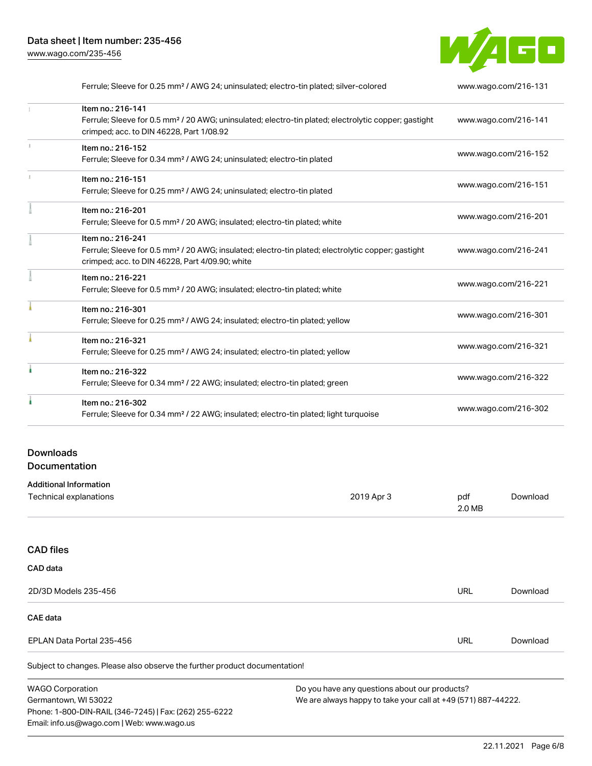| | | |
|---|---|---|
| | Ferrule; Sleeve for 0.25 mm² / AWG 24; uninsulated; electro-tin plated; silver-colored | www.wago.com/216-131 |
| | Item no.: 216-141<br>Ferrule; Sleeve for 0.5 mm² / 20 AWG; uninsulated; electro-tin plated; electrolytic copper; gastight crimped; acc. to DIN 46228, Part 1/08.92 | www.wago.com/216-141 |
| | Item no.: 216-152<br>Ferrule; Sleeve for 0.34 mm² / AWG 24; uninsulated; electro-tin plated | www.wago.com/216-152 |
| | Item no.: 216-151<br>Ferrule; Sleeve for 0.25 mm² / AWG 24; uninsulated; electro-tin plated | www.wago.com/216-151 |
| | Item no.: 216-201<br>Ferrule; Sleeve for 0.5 mm² / 20 AWG; insulated; electro-tin plated; white | www.wago.com/216-201 |
| | Item no.: 216-241<br>Ferrule; Sleeve for 0.5 mm² / 20 AWG; insulated; electro-tin plated; electrolytic copper; gastight crimped; acc. to DIN 46228, Part 4/09.90; white | www.wago.com/216-241 |
| | Item no.: 216-221<br>Ferrule; Sleeve for 0.5 mm² / 20 AWG; insulated; electro-tin plated; white | www.wago.com/216-221 |
| | Item no.: 216-301<br>Ferrule; Sleeve for 0.25 mm² / AWG 24; insulated; electro-tin plated; yellow | www.wago.com/216-301 |
| | Item no.: 216-321<br>Ferrule; Sleeve for 0.25 mm² / AWG 24; insulated; electro-tin plated; yellow | www.wago.com/216-321 |
| | Item no.: 216-322<br>Ferrule; Sleeve for 0.34 mm² / 22 AWG; insulated; electro-tin plated; green | www.wago.com/216-322 |
| | Item no.: 216-302<br>Ferrule; Sleeve for 0.34 mm² / 22 AWG; insulated; electro-tin plated; light turquoise | www.wago.com/216-302 |

## Downloads
## Documentation

### Additional Information

| | | | |
|---|---|---|---|
| Technical explanations | 2019 Apr 3 | pdf<br>2.0 MB | Download |

## CAD files

### CAD data

| | | |
|---|---|---|
| 2D/3D Models 235-456 | URL | Download |

### CAE data

| | | |
|---|---|---|
| EPLAN Data Portal 235-456 | URL | Download |

Subject to changes. Please also observe the further product documentation!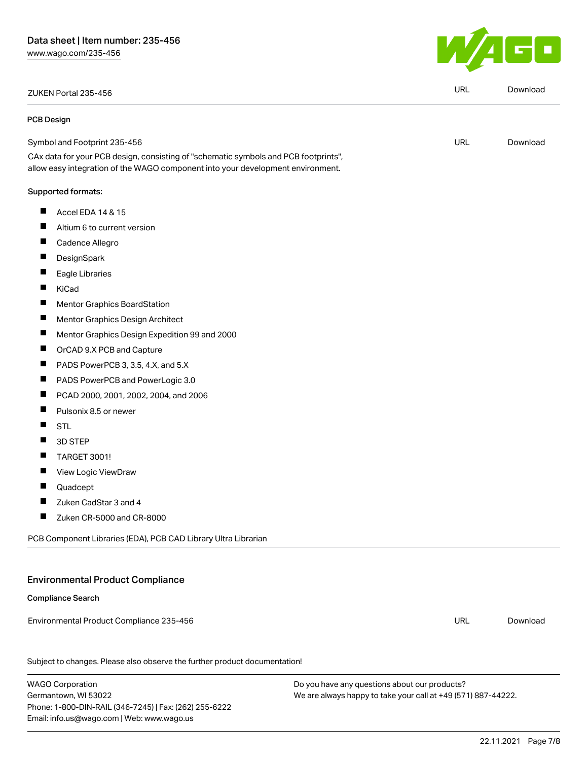| ZUKEN Portal 235-456 | URL | Download |
| --- | --- | --- |

**PCB Design**

| Symbol and Footprint 235-456 | URL | Download |
| --- | --- | --- |

CAx data for your PCB design, consisting of "schematic symbols and PCB footprints", allow easy integration of the WAGO component into your development environment.

Supported formats:

- Accel EDA 14 & 15
- Altium 6 to current version
- Cadence Allegro
- DesignSpark
- Eagle Libraries
- KiCad
- Mentor Graphics BoardStation
- Mentor Graphics Design Architect
- Mentor Graphics Design Expedition 99 and 2000
- OrCAD 9.X PCB and Capture
- PADS PowerPCB 3, 3.5, 4.X, and 5.X
- PADS PowerPCB and PowerLogic 3.0
- PCAD 2000, 2001, 2002, 2004, and 2006
- Pulsonix 8.5 or newer
- STL
- 3D STEP
- TARGET 3001!
- View Logic ViewDraw
- Quadcept
- Zuken CadStar 3 and 4
- Zuken CR-5000 and CR-8000

PCB Component Libraries (EDA), PCB CAD Library Ultra Librarian

## Environmental Product Compliance

**Compliance Search**

| Environmental Product Compliance 235-456 | URL | Download |
| --- | --- | --- |

Subject to changes. Please also observe the further product documentation!

WAGO Corporation
Germantown, WI 53022
Phone: 1-800-DIN-RAIL (346-7245) | Fax: (262) 255-6222
Email: info.us@wago.com | Web: www.wago.us

Do you have any questions about our products?
We are always happy to take your call at +49 (571) 887-44222.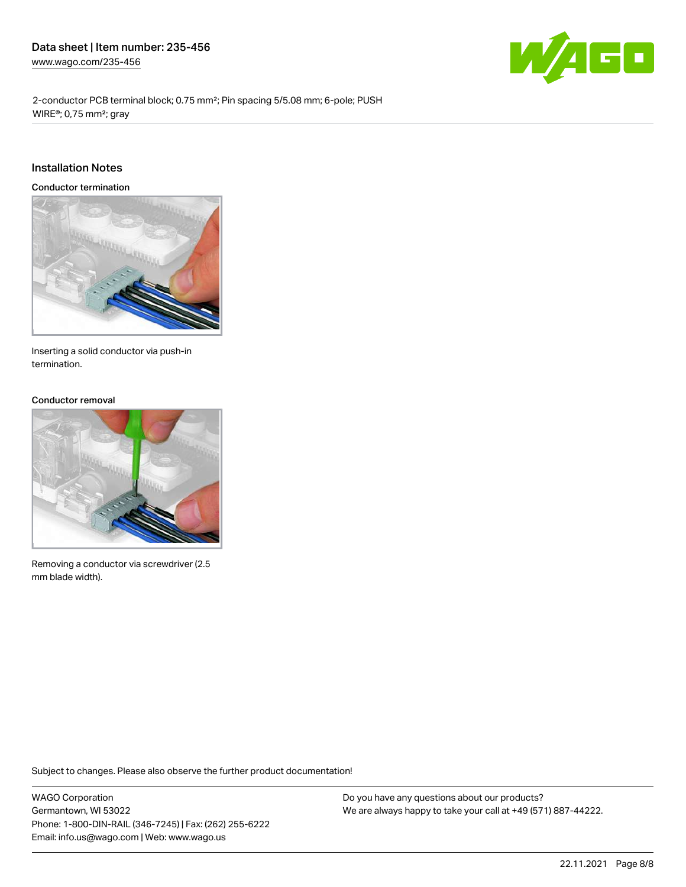## Installation Notes

### Conductor termination

Inserting a solid conductor via push-in termination.

### Conductor removal

Removing a conductor via screwdriver (2.5 mm blade width).

Subject to changes. Please also observe the further product documentation!

WAGO Corporation
Germantown, WI 53022
Phone: 1-800-DIN-RAIL (346-7245) | Fax: (262) 255-6222
Email: info.us@wago.com | Web: www.wago.us

Do you have any questions about our products?
We are always happy to take your call at +49 (571) 887-44222.